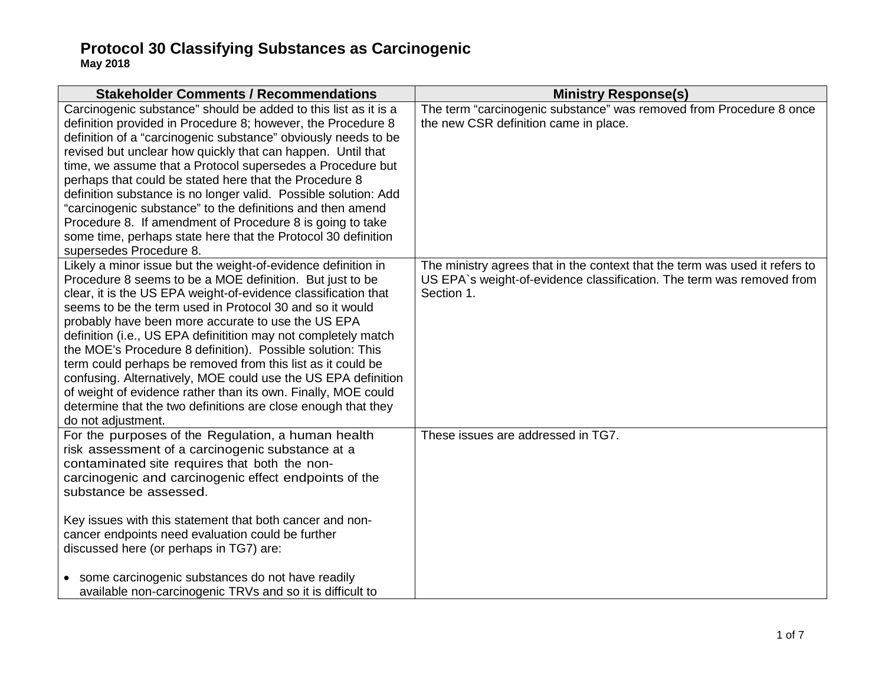# Protocol 30 Classifying Substances as Carcinogenic

**May 2018**

| Stakeholder Comments / Recommendations | Ministry Response(s) |
|---|---|
| Carcinogenic substance" should be added to this list as it is a definition provided in Procedure 8; however, the Procedure 8 definition of a "carcinogenic substance" obviously needs to be revised but unclear how quickly that can happen. Until that time, we assume that a Protocol supersedes a Procedure but perhaps that could be stated here that the Procedure 8 definition substance is no longer valid. Possible solution: Add "carcinogenic substance" to the definitions and then amend Procedure 8. If amendment of Procedure 8 is going to take some time, perhaps state here that the Protocol 30 definition supersedes Procedure 8. | The term "carcinogenic substance" was removed from Procedure 8 once the new CSR definition came in place. |
| Likely a minor issue but the weight-of-evidence definition in Procedure 8 seems to be a MOE definition. But just to be clear, it is the US EPA weight-of-evidence classification that seems to be the term used in Protocol 30 and so it would probably have been more accurate to use the US EPA definition (i.e., US EPA definitition may not completely match the MOE's Procedure 8 definition). Possible solution: This term could perhaps be removed from this list as it could be confusing. Alternatively, MOE could use the US EPA definition of weight of evidence rather than its own. Finally, MOE could determine that the two definitions are close enough that they do not adjustment. | The ministry agrees that in the context that the term was used it refers to US EPA`s weight-of-evidence classification. The term was removed from Section 1. |
| For the purposes of the Regulation, a human health risk assessment of a carcinogenic substance at a contaminated site requires that both the non-carcinogenic and carcinogenic effect endpoints of the substance be assessed.<br><br>Key issues with this statement that both cancer and non-cancer endpoints need evaluation could be further discussed here (or perhaps in TG7) are:<br><br>• some carcinogenic substances do not have readily available non-carcinogenic TRVs and so it is difficult to | These issues are addressed in TG7. |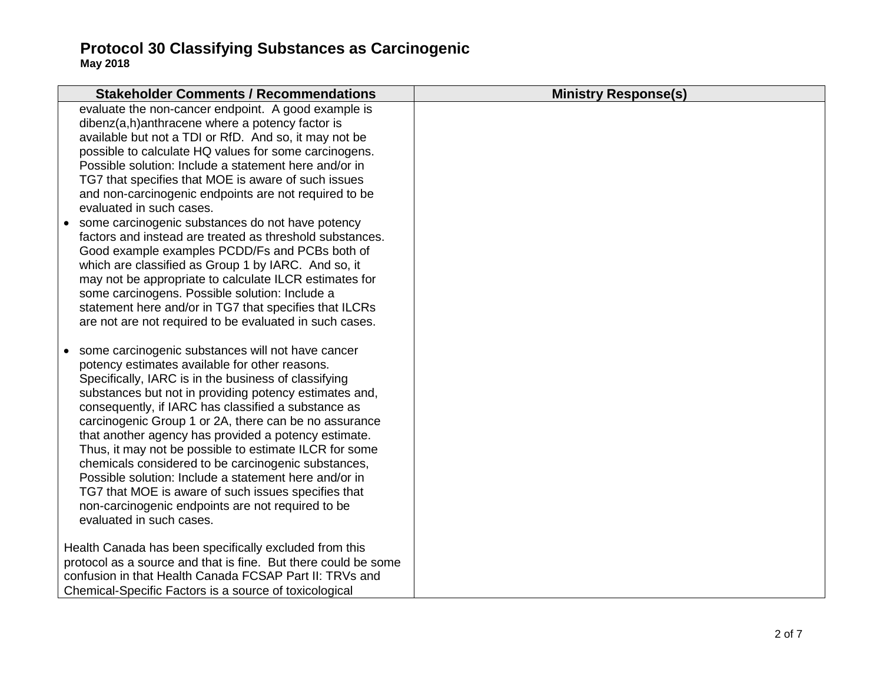| Stakeholder Comments / Recommendations | Ministry Response(s) |
|---|---|
| evaluate the non-cancer endpoint. A good example is dibenz(a,h)anthracene where a potency factor is available but not a TDI or RfD. And so, it may not be possible to calculate HQ values for some carcinogens. Possible solution: Include a statement here and/or in TG7 that specifies that MOE is aware of such issues and non-carcinogenic endpoints are not required to be evaluated in such cases.<br>• some carcinogenic substances do not have potency factors and instead are treated as threshold substances. Good example examples PCDD/Fs and PCBs both of which are classified as Group 1 by IARC. And so, it may not be appropriate to calculate ILCR estimates for some carcinogens. Possible solution: Include a statement here and/or in TG7 that specifies that ILCRs are not are not required to be evaluated in such cases.<br><br>• some carcinogenic substances will not have cancer potency estimates available for other reasons. Specifically, IARC is in the business of classifying substances but not in providing potency estimates and, consequently, if IARC has classified a substance as carcinogenic Group 1 or 2A, there can be no assurance that another agency has provided a potency estimate. Thus, it may not be possible to estimate ILCR for some chemicals considered to be carcinogenic substances, Possible solution: Include a statement here and/or in TG7 that MOE is aware of such issues specifies that non-carcinogenic endpoints are not required to be evaluated in such cases.<br><br>Health Canada has been specifically excluded from this protocol as a source and that is fine. But there could be some confusion in that Health Canada FCSAP Part II: TRVs and Chemical-Specific Factors is a source of toxicological | |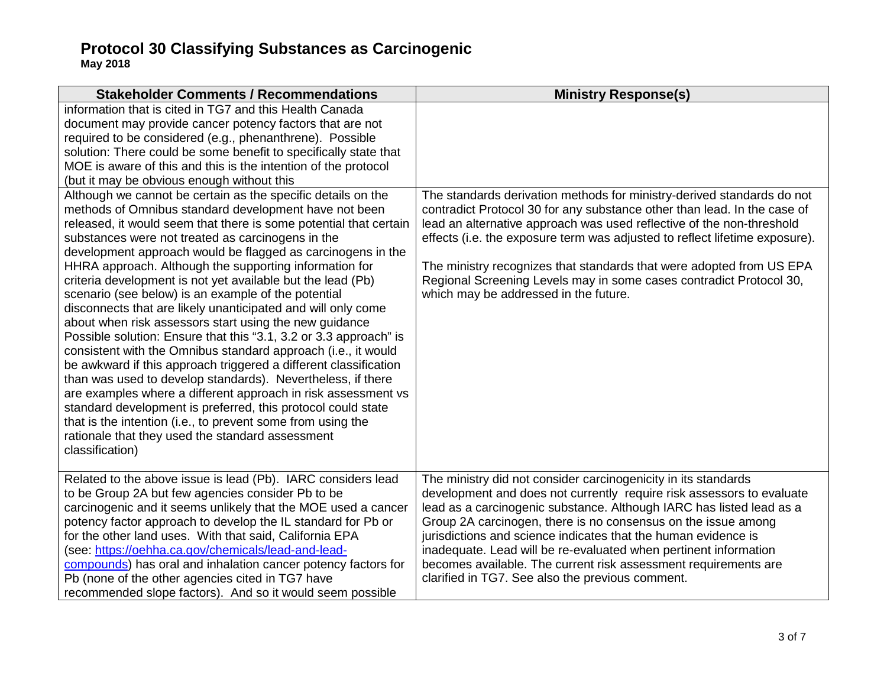# Protocol 30 Classifying Substances as Carcinogenic

**May 2018**

| Stakeholder Comments / Recommendations | Ministry Response(s) |
|---|---|
| information that is cited in TG7 and this Health Canada document may provide cancer potency factors that are not required to be considered (e.g., phenanthrene). Possible solution: There could be some benefit to specifically state that MOE is aware of this and this is the intention of the protocol (but it may be obvious enough without this | |
| Although we cannot be certain as the specific details on the methods of Omnibus standard development have not been released, it would seem that there is some potential that certain substances were not treated as carcinogens in the development approach would be flagged as carcinogens in the HHRA approach. Although the supporting information for criteria development is not yet available but the lead (Pb) scenario (see below) is an example of the potential disconnects that are likely unanticipated and will only come about when risk assessors start using the new guidance Possible solution: Ensure that this "3.1, 3.2 or 3.3 approach" is consistent with the Omnibus standard approach (i.e., it would be awkward if this approach triggered a different classification than was used to develop standards). Nevertheless, if there are examples where a different approach in risk assessment vs standard development is preferred, this protocol could state that is the intention (i.e., to prevent some from using the rationale that they used the standard assessment classification) | The standards derivation methods for ministry-derived standards do not contradict Protocol 30 for any substance other than lead. In the case of lead an alternative approach was used reflective of the non-threshold effects (i.e. the exposure term was adjusted to reflect lifetime exposure).<br><br>The ministry recognizes that standards that were adopted from US EPA Regional Screening Levels may in some cases contradict Protocol 30, which may be addressed in the future. |
| Related to the above issue is lead (Pb). IARC considers lead to be Group 2A but few agencies consider Pb to be carcinogenic and it seems unlikely that the MOE used a cancer potency factor approach to develop the IL standard for Pb or for the other land uses. With that said, California EPA (see: [https://oehha.ca.gov/chemicals/lead-and-lead-compounds](https://oehha.ca.gov/chemicals/lead-and-lead-compounds)) has oral and inhalation cancer potency factors for Pb (none of the other agencies cited in TG7 have recommended slope factors). And so it would seem possible | The ministry did not consider carcinogenicity in its standards development and does not currently require risk assessors to evaluate lead as a carcinogenic substance. Although IARC has listed lead as a Group 2A carcinogen, there is no consensus on the issue among jurisdictions and science indicates that the human evidence is inadequate. Lead will be re-evaluated when pertinent information becomes available. The current risk assessment requirements are clarified in TG7. See also the previous comment. |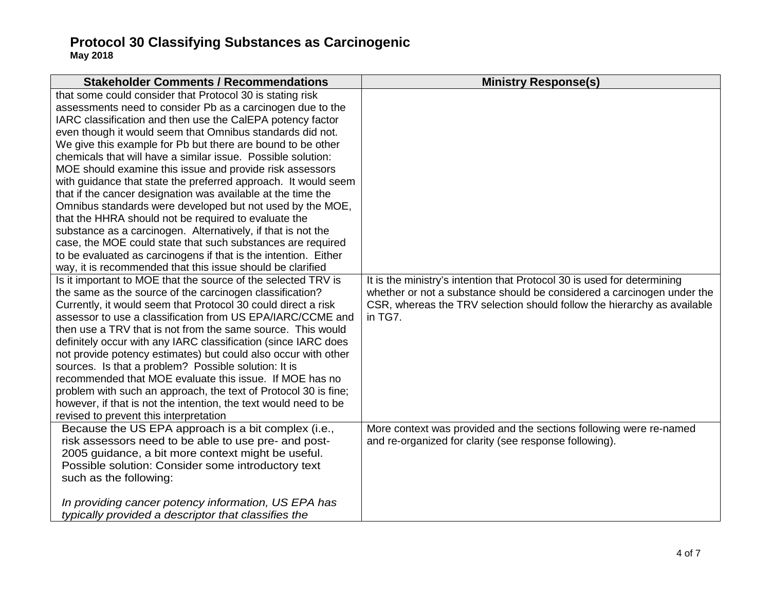| Stakeholder Comments / Recommendations | Ministry Response(s) |
|---|---|
| that some could consider that Protocol 30 is stating risk assessments need to consider Pb as a carcinogen due to the IARC classification and then use the CalEPA potency factor even though it would seem that Omnibus standards did not. We give this example for Pb but there are bound to be other chemicals that will have a similar issue. Possible solution: MOE should examine this issue and provide risk assessors with guidance that state the preferred approach. It would seem that if the cancer designation was available at the time the Omnibus standards were developed but not used by the MOE, that the HHRA should not be required to evaluate the substance as a carcinogen. Alternatively, if that is not the case, the MOE could state that such substances are required to be evaluated as carcinogens if that is the intention. Either way, it is recommended that this issue should be clarified | |
| Is it important to MOE that the source of the selected TRV is the same as the source of the carcinogen classification? Currently, it would seem that Protocol 30 could direct a risk assessor to use a classification from US EPA/IARC/CCME and then use a TRV that is not from the same source. This would definitely occur with any IARC classification (since IARC does not provide potency estimates) but could also occur with other sources. Is that a problem? Possible solution: It is recommended that MOE evaluate this issue. If MOE has no problem with such an approach, the text of Protocol 30 is fine; however, if that is not the intention, the text would need to be revised to prevent this interpretation | It is the ministry's intention that Protocol 30 is used for determining whether or not a substance should be considered a carcinogen under the CSR, whereas the TRV selection should follow the hierarchy as available in TG7. |
| Because the US EPA approach is a bit complex (i.e., risk assessors need to be able to use pre- and post-2005 guidance, a bit more context might be useful. Possible solution: Consider some introductory text such as the following:<br><br>*In providing cancer potency information, US EPA has typically provided a descriptor that classifies the* | More context was provided and the sections following were re-named and re-organized for clarity (see response following). |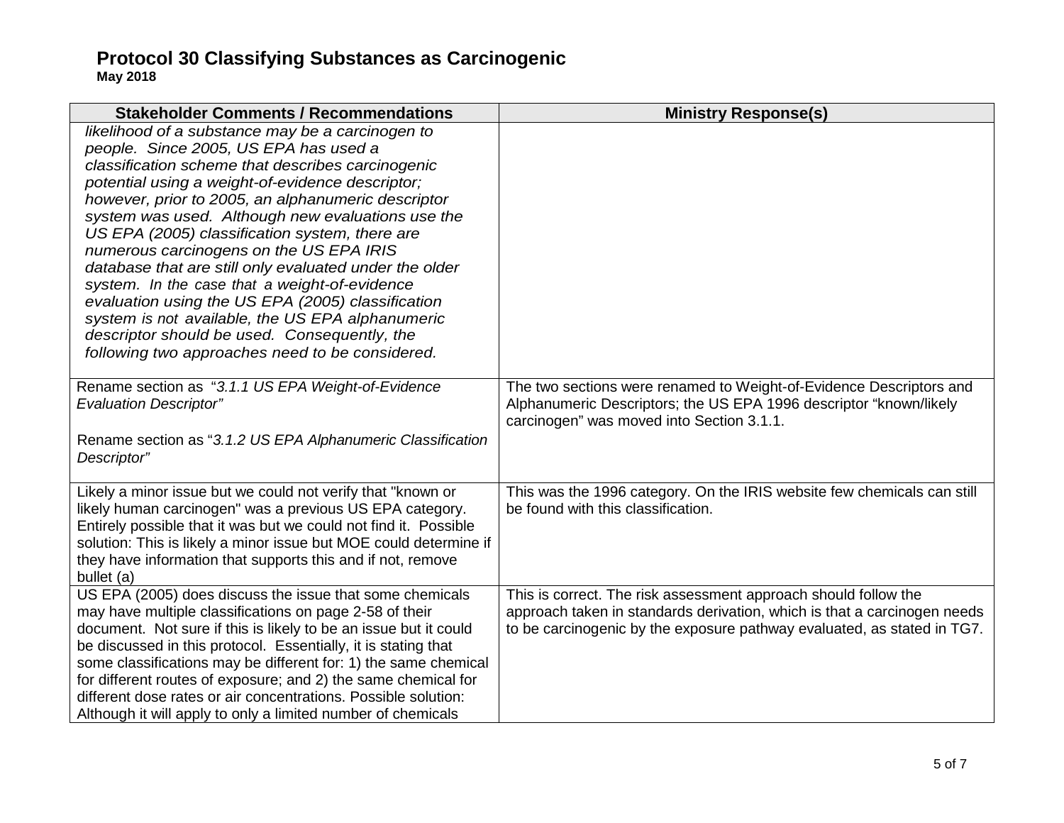| Stakeholder Comments / Recommendations | Ministry Response(s) |
|---|---|
| *likelihood of a substance may be a carcinogen to people. Since 2005, US EPA has used a classification scheme that describes carcinogenic potential using a weight-of-evidence descriptor; however, prior to 2005, an alphanumeric descriptor system was used. Although new evaluations use the US EPA (2005) classification system, there are numerous carcinogens on the US EPA IRIS database that are still only evaluated under the older system. In the case that a weight-of-evidence evaluation using the US EPA (2005) classification system is not available, the US EPA alphanumeric descriptor should be used. Consequently, the following two approaches need to be considered.* | |
| Rename section as "*3.1.1 US EPA Weight-of-Evidence Evaluation Descriptor"*<br><br>Rename section as "*3.1.2 US EPA Alphanumeric Classification Descriptor"* | The two sections were renamed to Weight-of-Evidence Descriptors and Alphanumeric Descriptors; the US EPA 1996 descriptor "known/likely carcinogen" was moved into Section 3.1.1. |
| Likely a minor issue but we could not verify that "known or likely human carcinogen" was a previous US EPA category. Entirely possible that it was but we could not find it. Possible solution: This is likely a minor issue but MOE could determine if they have information that supports this and if not, remove bullet (a) | This was the 1996 category. On the IRIS website few chemicals can still be found with this classification. |
| US EPA (2005) does discuss the issue that some chemicals may have multiple classifications on page 2-58 of their document. Not sure if this is likely to be an issue but it could be discussed in this protocol. Essentially, it is stating that some classifications may be different for: 1) the same chemical for different routes of exposure; and 2) the same chemical for different dose rates or air concentrations. Possible solution: Although it will apply to only a limited number of chemicals | This is correct. The risk assessment approach should follow the approach taken in standards derivation, which is that a carcinogen needs to be carcinogenic by the exposure pathway evaluated, as stated in TG7. |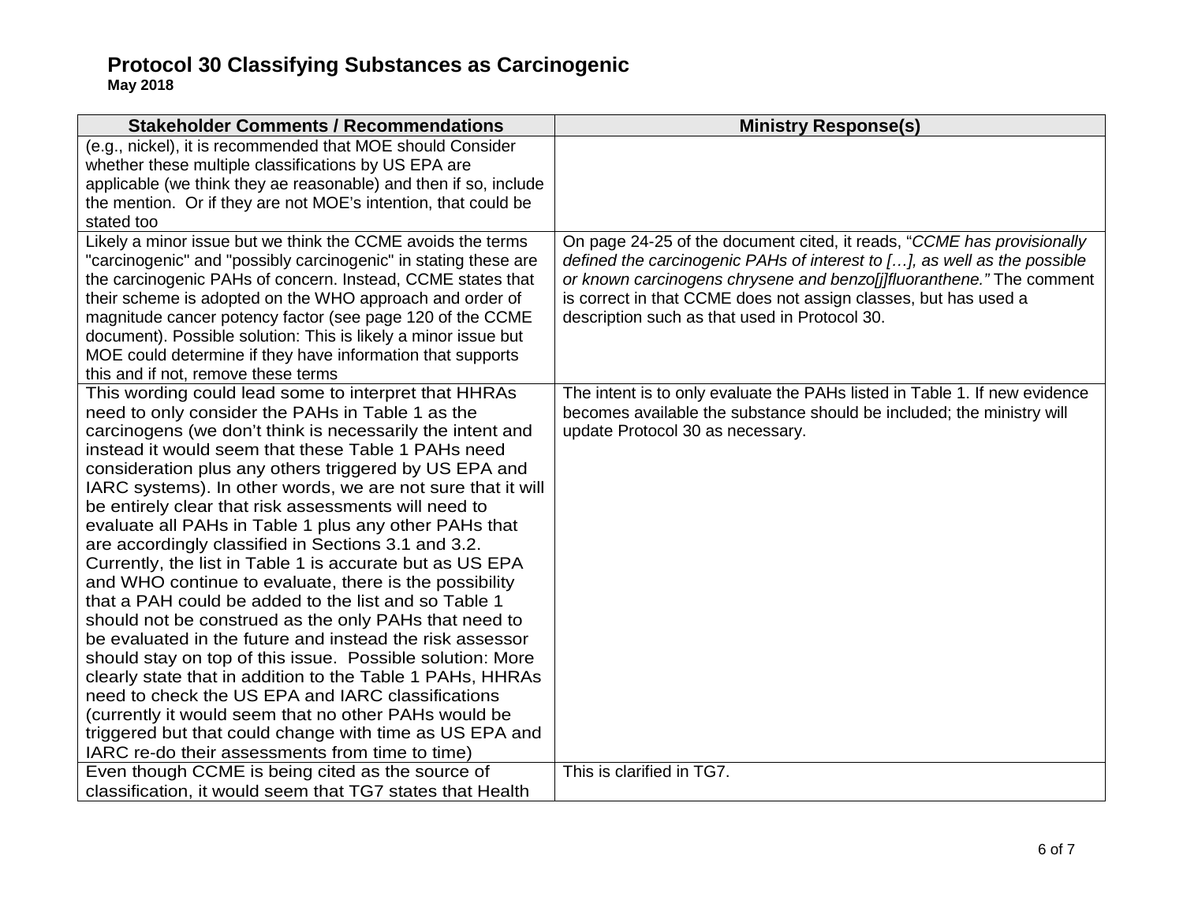# Protocol 30 Classifying Substances as Carcinogenic

**May 2018**

| Stakeholder Comments / Recommendations | Ministry Response(s) |
|---|---|
| (e.g., nickel), it is recommended that MOE should Consider whether these multiple classifications by US EPA are applicable (we think they ae reasonable) and then if so, include the mention. Or if they are not MOE's intention, that could be stated too | |
| Likely a minor issue but we think the CCME avoids the terms "carcinogenic" and "possibly carcinogenic" in stating these are the carcinogenic PAHs of concern. Instead, CCME states that their scheme is adopted on the WHO approach and order of magnitude cancer potency factor (see page 120 of the CCME document). Possible solution: This is likely a minor issue but MOE could determine if they have information that supports this and if not, remove these terms | On page 24-25 of the document cited, it reads, "*CCME has provisionally defined the carcinogenic PAHs of interest to […], as well as the possible or known carcinogens chrysene and benzo[j]fluoranthene.*" The comment is correct in that CCME does not assign classes, but has used a description such as that used in Protocol 30. |
| This wording could lead some to interpret that HHRAs need to only consider the PAHs in Table 1 as the carcinogens (we don't think is necessarily the intent and instead it would seem that these Table 1 PAHs need consideration plus any others triggered by US EPA and IARC systems). In other words, we are not sure that it will be entirely clear that risk assessments will need to evaluate all PAHs in Table 1 plus any other PAHs that are accordingly classified in Sections 3.1 and 3.2. Currently, the list in Table 1 is accurate but as US EPA and WHO continue to evaluate, there is the possibility that a PAH could be added to the list and so Table 1 should not be construed as the only PAHs that need to be evaluated in the future and instead the risk assessor should stay on top of this issue. Possible solution: More clearly state that in addition to the Table 1 PAHs, HHRAs need to check the US EPA and IARC classifications (currently it would seem that no other PAHs would be triggered but that could change with time as US EPA and IARC re-do their assessments from time to time) | The intent is to only evaluate the PAHs listed in Table 1. If new evidence becomes available the substance should be included; the ministry will update Protocol 30 as necessary. |
| Even though CCME is being cited as the source of classification, it would seem that TG7 states that Health | This is clarified in TG7. |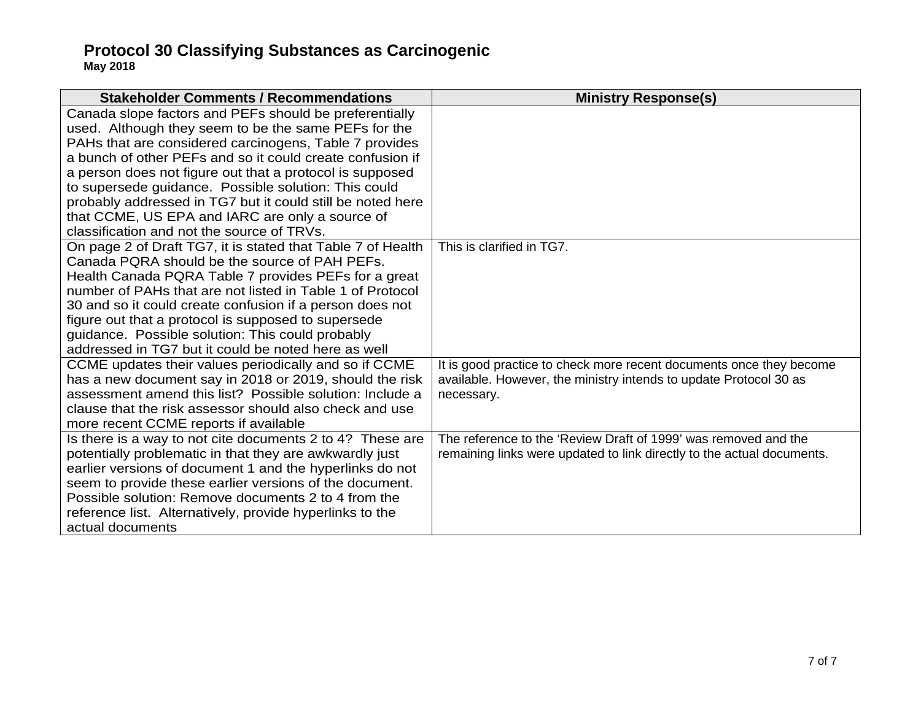# Protocol 30 Classifying Substances as Carcinogenic

**May 2018**

| Stakeholder Comments / Recommendations | Ministry Response(s) |
|---|---|
| Canada slope factors and PEFs should be preferentially used. Although they seem to be the same PEFs for the PAHs that are considered carcinogens, Table 7 provides a bunch of other PEFs and so it could create confusion if a person does not figure out that a protocol is supposed to supersede guidance. Possible solution: This could probably addressed in TG7 but it could still be noted here that CCME, US EPA and IARC are only a source of classification and not the source of TRVs. | |
| On page 2 of Draft TG7, it is stated that Table 7 of Health Canada PQRA should be the source of PAH PEFs. Health Canada PQRA Table 7 provides PEFs for a great number of PAHs that are not listed in Table 1 of Protocol 30 and so it could create confusion if a person does not figure out that a protocol is supposed to supersede guidance. Possible solution: This could probably addressed in TG7 but it could be noted here as well | This is clarified in TG7. |
| CCME updates their values periodically and so if CCME has a new document say in 2018 or 2019, should the risk assessment amend this list? Possible solution: Include a clause that the risk assessor should also check and use more recent CCME reports if available | It is good practice to check more recent documents once they become available. However, the ministry intends to update Protocol 30 as necessary. |
| Is there is a way to not cite documents 2 to 4? These are potentially problematic in that they are awkwardly just earlier versions of document 1 and the hyperlinks do not seem to provide these earlier versions of the document. Possible solution: Remove documents 2 to 4 from the reference list. Alternatively, provide hyperlinks to the actual documents | The reference to the 'Review Draft of 1999' was removed and the remaining links were updated to link directly to the actual documents. |